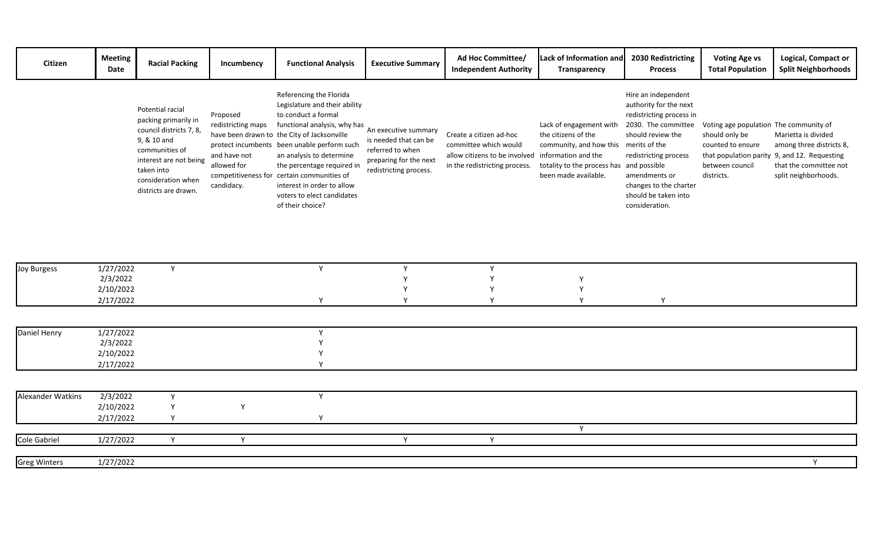| Citizen | Meeting Date | Racial Packing | Incumbency | Functional Analysis | Executive Summary | Ad Hoc Committee/ Independent Authority | Lack of Information and Transparency | 2030 Redistricting Process | Voting Age vs Total Population | Logical, Compact or Split Neighborhoods |
|---|---|---|---|---|---|---|---|---|---|---|
| | | Potential racial packing primarily in council districts 7, 8, 9, & 10 and communities of interest are not being taken into consideration when districts are drawn. | Proposed redistricting maps have been drawn to protect incumbents and have not allowed for competitiveness for candidacy. | Referencing the Florida Legislature and their ability to conduct a formal functional analysis, why has the City of Jacksonville been unable perform such an analysis to determine the percentage required in certain communities of interest in order to allow voters to elect candidates of their choice? | An executive summary is needed that can be referred to when preparing for the next redistricting process. | Create a citizen ad-hoc committee which would allow citizens to be involved in the redistricting process. | Lack of engagement with the citizens of the community, and how this information and the totality to the process has been made available. | Hire an independent authority for the next redistricting process in 2030. The committee should review the merits of the redistricting process and possible amendments or changes to the charter should be taken into consideration. | Voting age population should only be counted to ensure that population parity between council districts. | The community of Marietta is divided among three districts 8, 9, and 12. Requesting that the committee not split neighborhoods. |
| Joy Burgess | 1/27/2022 | Y | | Y | Y | Y | | | | |
| | 2/3/2022 | | | | Y | Y | Y | | | |
| | 2/10/2022 | | | | Y | Y | Y | | | |
| | 2/17/2022 | | | Y | Y | Y | Y | Y | | |
| Daniel Henry | 1/27/2022 | | | Y | | | | | | |
| | 2/3/2022 | | | Y | | | | | | |
| | 2/10/2022 | | | Y | | | | | | |
| | 2/17/2022 | | | Y | | | | | | |
| Alexander Watkins | 2/3/2022 | Y | | Y | | | | | | |
| | 2/10/2022 | Y | Y | | | | | | | |
| | 2/17/2022 | Y | | Y | | | | | | |
| | | | | | | | Y | | | |
| Cole Gabriel | 1/27/2022 | Y | Y | | Y | Y | | | | |
| Greg Winters | 1/27/2022 | | | | | | | | | Y |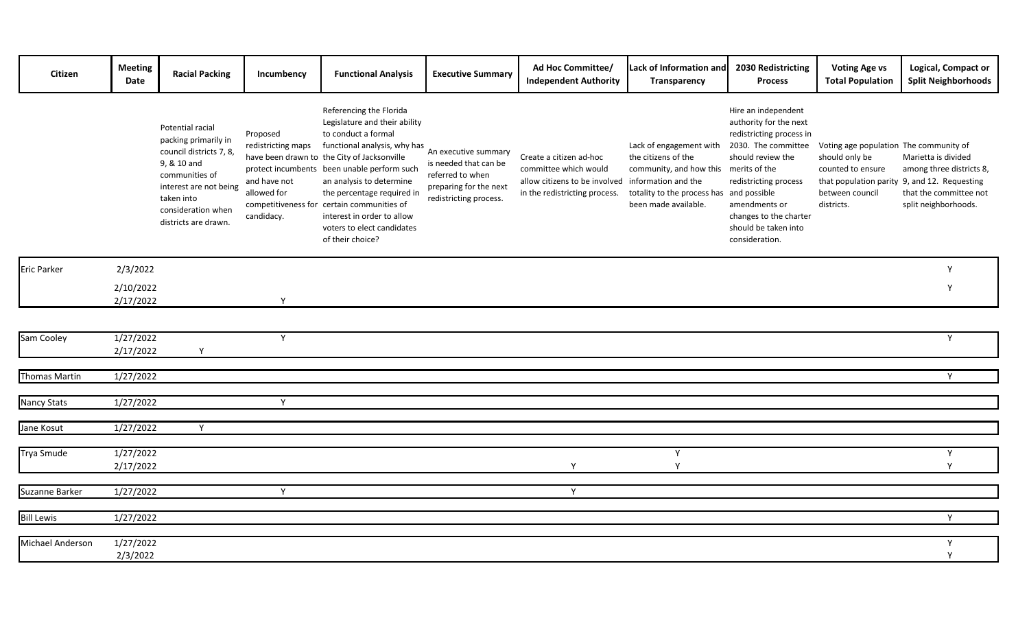| Citizen | Meeting Date | Racial Packing | Incumbency | Functional Analysis | Executive Summary | Ad Hoc Committee/ Independent Authority | Lack of Information and Transparency | 2030 Redistricting Process | Voting Age vs Total Population | Logical, Compact or Split Neighborhoods |
|---|---|---|---|---|---|---|---|---|---|---|
| | | Potential racial packing primarily in council districts 7, 8, 9, & 10 and communities of interest are not being taken into consideration when districts are drawn. | Proposed redistricting maps have been drawn to protect incumbents and have not allowed for competitiveness for candidacy. | Referencing the Florida Legislature and their ability to conduct a formal functional analysis, why has the City of Jacksonville been unable perform such an analysis to determine the percentage required in certain communities of interest in order to allow voters to elect candidates of their choice? | An executive summary is needed that can be referred to when preparing for the next redistricting process. | Create a citizen ad-hoc committee which would allow citizens to be involved in the redistricting process. | Lack of engagement with the citizens of the community, and how this information and the totality to the process has been made available. | Hire an independent authority for the next redistricting process in 2030. The committee should review the merits of the redistricting process and possible amendments or changes to the charter should be taken into consideration. | Voting age population should only be counted to ensure that population parity between council districts. | The community of Marietta is divided among three districts 8, 9, and 12. Requesting that the committee not split neighborhoods. |
| Eric Parker | 2/3/2022 | | | | | | | | | Y |
| | 2/10/2022 | | | | | | | | | Y |
| | 2/17/2022 | | Y | | | | | | | |
| Sam Cooley | 1/27/2022 | | Y | | | | | | | Y |
| | 2/17/2022 | Y | | | | | | | | |
| Thomas Martin | 1/27/2022 | | | | | | | | | Y |
| Nancy Stats | 1/27/2022 | | Y | | | | | | | |
| Jane Kosut | 1/27/2022 | Y | | | | | | | | |
| Trya Smude | 1/27/2022 | | | | | | Y | | | Y |
| | 2/17/2022 | | | | | Y | Y | | | Y |
| Suzanne Barker | 1/27/2022 | | Y | | | Y | | | | |
| Bill Lewis | 1/27/2022 | | | | | | | | | Y |
| Michael Anderson | 1/27/2022 | | | | | | | | | Y |
| | 2/3/2022 | | | | | | | | | Y |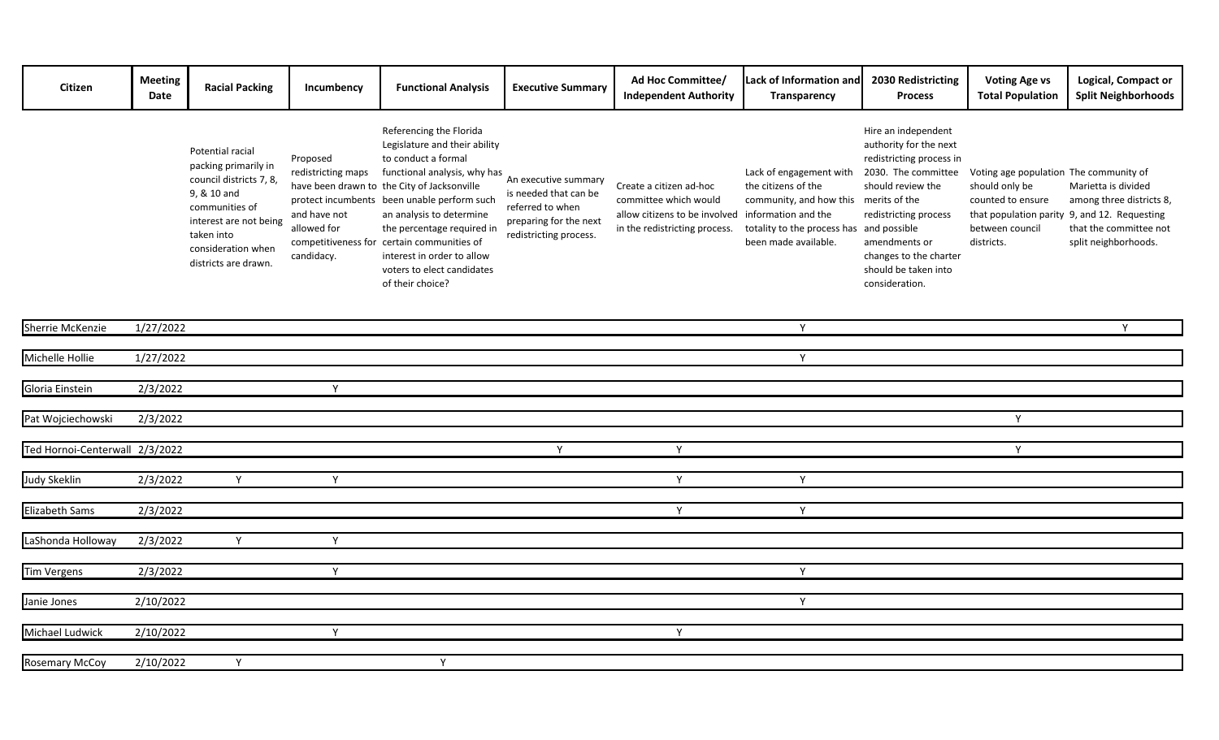| Citizen | Meeting Date | Racial Packing | Incumbency | Functional Analysis | Executive Summary | Ad Hoc Committee/ Independent Authority | Lack of Information and Transparency | 2030 Redistricting Process | Voting Age vs Total Population | Logical, Compact or Split Neighborhoods |
|---|---|---|---|---|---|---|---|---|---|---|
| | | Potential racial packing primarily in council districts 7, 8, 9, & 10 and communities of interest are not being taken into consideration when districts are drawn. | Proposed redistricting maps have been drawn to protect incumbents and have not allowed for competitiveness for candidacy. | Referencing the Florida Legislature and their ability to conduct a formal functional analysis, why has the City of Jacksonville been unable perform such an analysis to determine the percentage required in certain communities of interest in order to allow voters to elect candidates of their choice? | An executive summary is needed that can be referred to when preparing for the next redistricting process. | Create a citizen ad-hoc committee which would allow citizens to be involved in the redistricting process. | Lack of engagement with the citizens of the community, and how this information and the totality to the process has been made available. | Hire an independent authority for the next redistricting process in 2030. The committee should review the merits of the redistricting process and possible amendments or changes to the charter should be taken into consideration. | Voting age population should only be counted to ensure that population parity between council districts. | The community of Marietta is divided among three districts 8, 9, and 12. Requesting that the committee not split neighborhoods. |
| Sherrie McKenzie | 1/27/2022 | | | | | | Y | | | Y |
| Michelle Hollie | 1/27/2022 | | | | | | Y | | | |
| Gloria Einstein | 2/3/2022 | | Y | | | | | | | |
| Pat Wojciechowski | 2/3/2022 | | | | | | | | Y | |
| Ted Hornoi-Centerwall | 2/3/2022 | | | | Y | Y | | | Y | |
| Judy Skeklin | 2/3/2022 | Y | Y | | | Y | Y | | | |
| Elizabeth Sams | 2/3/2022 | | | | | Y | Y | | | |
| LaShonda Holloway | 2/3/2022 | Y | Y | | | | | | | |
| Tim Vergens | 2/3/2022 | | Y | | | | Y | | | |
| Janie Jones | 2/10/2022 | | | | | | Y | | | |
| Michael Ludwick | 2/10/2022 | | Y | | | Y | | | | |
| Rosemary McCoy | 2/10/2022 | Y | | Y | | | | | | |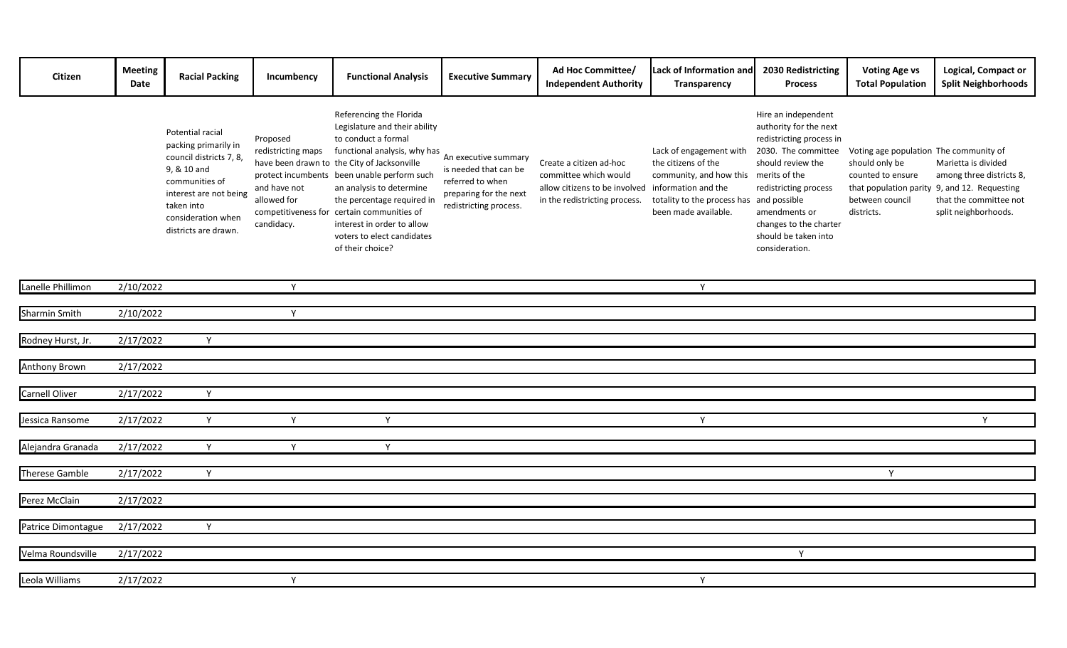| Citizen | Meeting Date | Racial Packing | Incumbency | Functional Analysis | Executive Summary | Ad Hoc Committee/ Independent Authority | Lack of Information and Transparency | 2030 Redistricting Process | Voting Age vs Total Population | Logical, Compact or Split Neighborhoods |
|---|---|---|---|---|---|---|---|---|---|---|
| | | Potential racial packing primarily in council districts 7, 8, 9, & 10 and communities of interest are not being taken into consideration when districts are drawn. | Proposed redistricting maps have been drawn to protect incumbents and have not allowed for competitiveness for candidacy. | Referencing the Florida Legislature and their ability to conduct a formal functional analysis, why has the City of Jacksonville been unable perform such an analysis to determine the percentage required in certain communities of interest in order to allow voters to elect candidates of their choice? | An executive summary is needed that can be referred to when preparing for the next redistricting process. | Create a citizen ad-hoc committee which would allow citizens to be involved in the redistricting process. | Lack of engagement with the citizens of the community, and how this information and the totality to the process has been made available. | Hire an independent authority for the next redistricting process in 2030. The committee should review the merits of the redistricting process and possible amendments or changes to the charter should be taken into consideration. | Voting age population should only be counted to ensure that population parity between council districts. | The community of Marietta is divided among three districts 8, 9, and 12. Requesting that the committee not split neighborhoods. |
| Lanelle Phillimon | 2/10/2022 | | Y | | | | Y | | | |
| Sharmin Smith | 2/10/2022 | | Y | | | | | | | |
| Rodney Hurst, Jr. | 2/17/2022 | Y | | | | | | | | |
| Anthony Brown | 2/17/2022 | | | | | | | | | |
| Carnell Oliver | 2/17/2022 | Y | | | | | | | | |
| Jessica Ransome | 2/17/2022 | Y | Y | Y | | | Y | | | Y |
| Alejandra Granada | 2/17/2022 | Y | Y | Y | | | | | | |
| Therese Gamble | 2/17/2022 | Y | | | | | | | Y | |
| Perez McClain | 2/17/2022 | | | | | | | | | |
| Patrice Dimontague | 2/17/2022 | Y | | | | | | | | |
| Velma Roundsville | 2/17/2022 | | | | | | | Y | | |
| Leola Williams | 2/17/2022 | | Y | | | | Y | | | |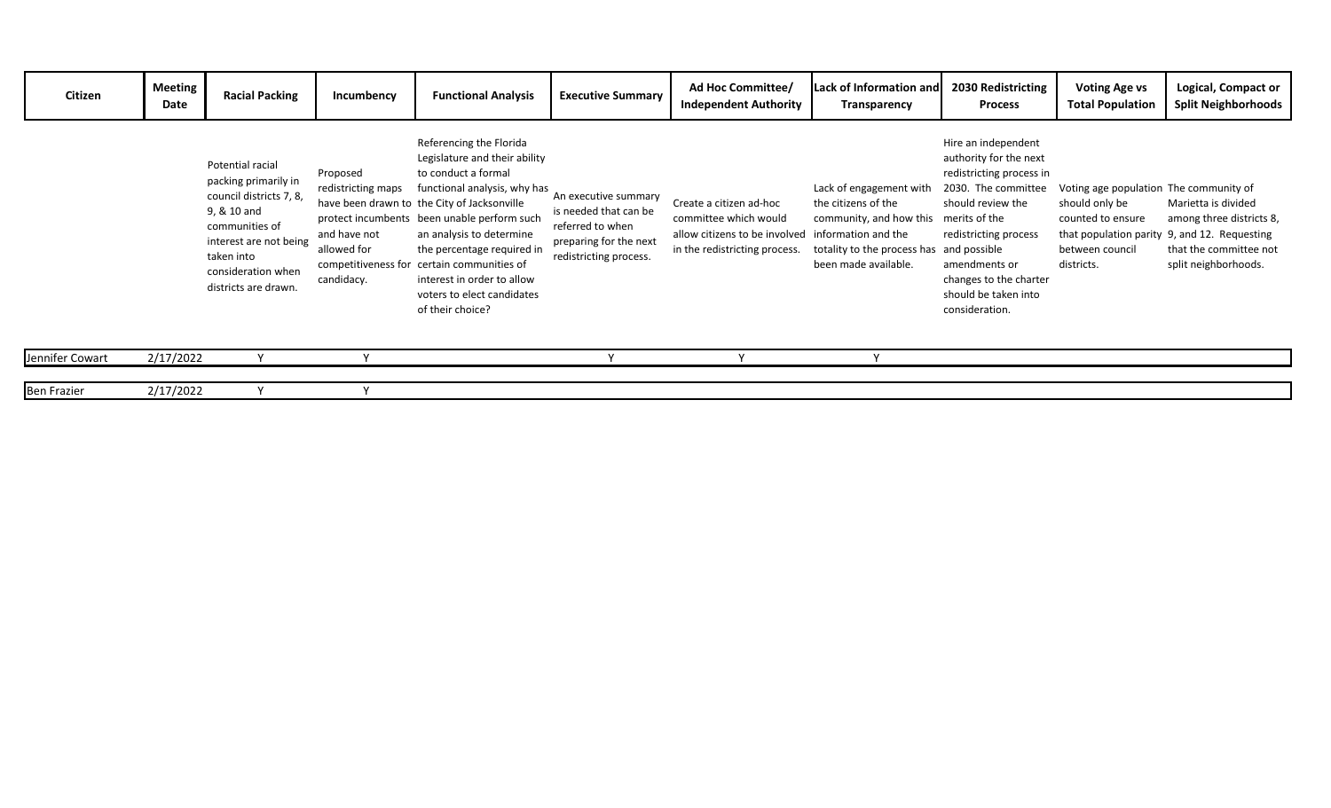| Citizen | Meeting Date | Racial Packing | Incumbency | Functional Analysis | Executive Summary | Ad Hoc Committee/ Independent Authority | Lack of Information and Transparency | 2030 Redistricting Process | Voting Age vs Total Population | Logical, Compact or Split Neighborhoods |
|---|---|---|---|---|---|---|---|---|---|---|
| | | Potential racial packing primarily in council districts 7, 8, 9, & 10 and communities of interest are not being taken into consideration when districts are drawn. | Proposed redistricting maps have been drawn to protect incumbents and have not allowed for competitiveness for candidacy. | Referencing the Florida Legislature and their ability to conduct a formal functional analysis, why has the City of Jacksonville been unable perform such an analysis to determine the percentage required in certain communities of interest in order to allow voters to elect candidates of their choice? | An executive summary is needed that can be referred to when preparing for the next redistricting process. | Create a citizen ad-hoc committee which would allow citizens to be involved in the redistricting process. | Lack of engagement with the citizens of the community, and how this information and the totality to the process has been made available. | Hire an independent authority for the next redistricting process in 2030. The committee should review the merits of the redistricting process and possible amendments or changes to the charter should be taken into consideration. | Voting age population should only be counted to ensure that population parity between council districts. | The community of Marietta is divided among three districts 8, 9, and 12. Requesting that the committee not split neighborhoods. |
| Jennifer Cowart | 2/17/2022 | Y | Y | | Y | Y | Y | | | |
| Ben Frazier | 2/17/2022 | Y | Y | | | | | | | |